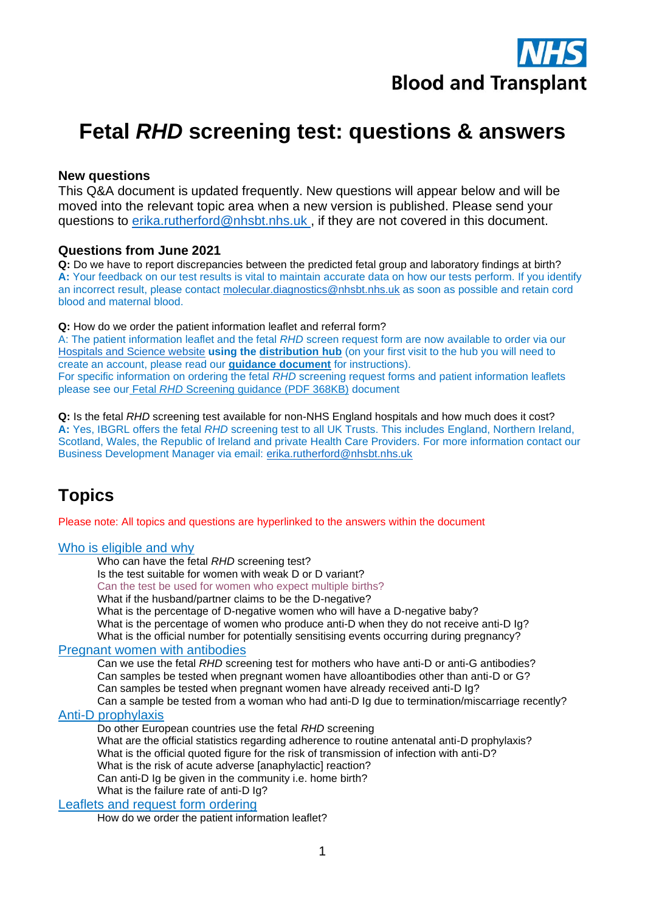NHS Blood and Transplant

# Fetal *RHD* screening test: questions & answers

### New questions

This Q&A document is updated frequently. New questions will appear below and will be moved into the relevant topic area when a new version is published. Please send your questions to erika.rutherford@nhsbt.nhs.uk , if they are not covered in this document.

### Questions from June 2021

**Q:** Do we have to report discrepancies between the predicted fetal group and laboratory findings at birth?
**A:** Your feedback on our test results is vital to maintain accurate data on how our tests perform. If you identify an incorrect result, please contact molecular.diagnostics@nhsbt.nhs.uk as soon as possible and retain cord blood and maternal blood.

**Q:** How do we order the patient information leaflet and referral form?
A: The patient information leaflet and the fetal *RHD* screen request form are now available to order via our Hospitals and Science website **using the distribution hub** (on your first visit to the hub you will need to create an account, please read our **guidance document** for instructions).
For specific information on ordering the fetal *RHD* screening request forms and patient information leaflets please see our Fetal *RHD* Screening guidance (PDF 368KB) document

**Q:** Is the fetal *RHD* screening test available for non-NHS England hospitals and how much does it cost?
**A:** Yes, IBGRL offers the fetal *RHD* screening test to all UK Trusts. This includes England, Northern Ireland, Scotland, Wales, the Republic of Ireland and private Health Care Providers. For more information contact our Business Development Manager via email: erika.rutherford@nhsbt.nhs.uk

## Topics

Please note: All topics and questions are hyperlinked to the answers within the document

Who is eligible and why
- Who can have the fetal *RHD* screening test?
- Is the test suitable for women with weak D or D variant?
- Can the test be used for women who expect multiple births?
- What if the husband/partner claims to be the D-negative?
- What is the percentage of D-negative women who will have a D-negative baby?
- What is the percentage of women who produce anti-D when they do not receive anti-D Ig?
- What is the official number for potentially sensitising events occurring during pregnancy?

Pregnant women with antibodies
- Can we use the fetal *RHD* screening test for mothers who have anti-D or anti-G antibodies?
- Can samples be tested when pregnant women have alloantibodies other than anti-D or G?
- Can samples be tested when pregnant women have already received anti-D Ig?
- Can a sample be tested from a woman who had anti-D Ig due to termination/miscarriage recently?

Anti-D prophylaxis
- Do other European countries use the fetal *RHD* screening
- What are the official statistics regarding adherence to routine antenatal anti-D prophylaxis?
- What is the official quoted figure for the risk of transmission of infection with anti-D?
- What is the risk of acute adverse [anaphylactic] reaction?
- Can anti-D Ig be given in the community i.e. home birth?
- What is the failure rate of anti-D Ig?

Leaflets and request form ordering
- How do we order the patient information leaflet?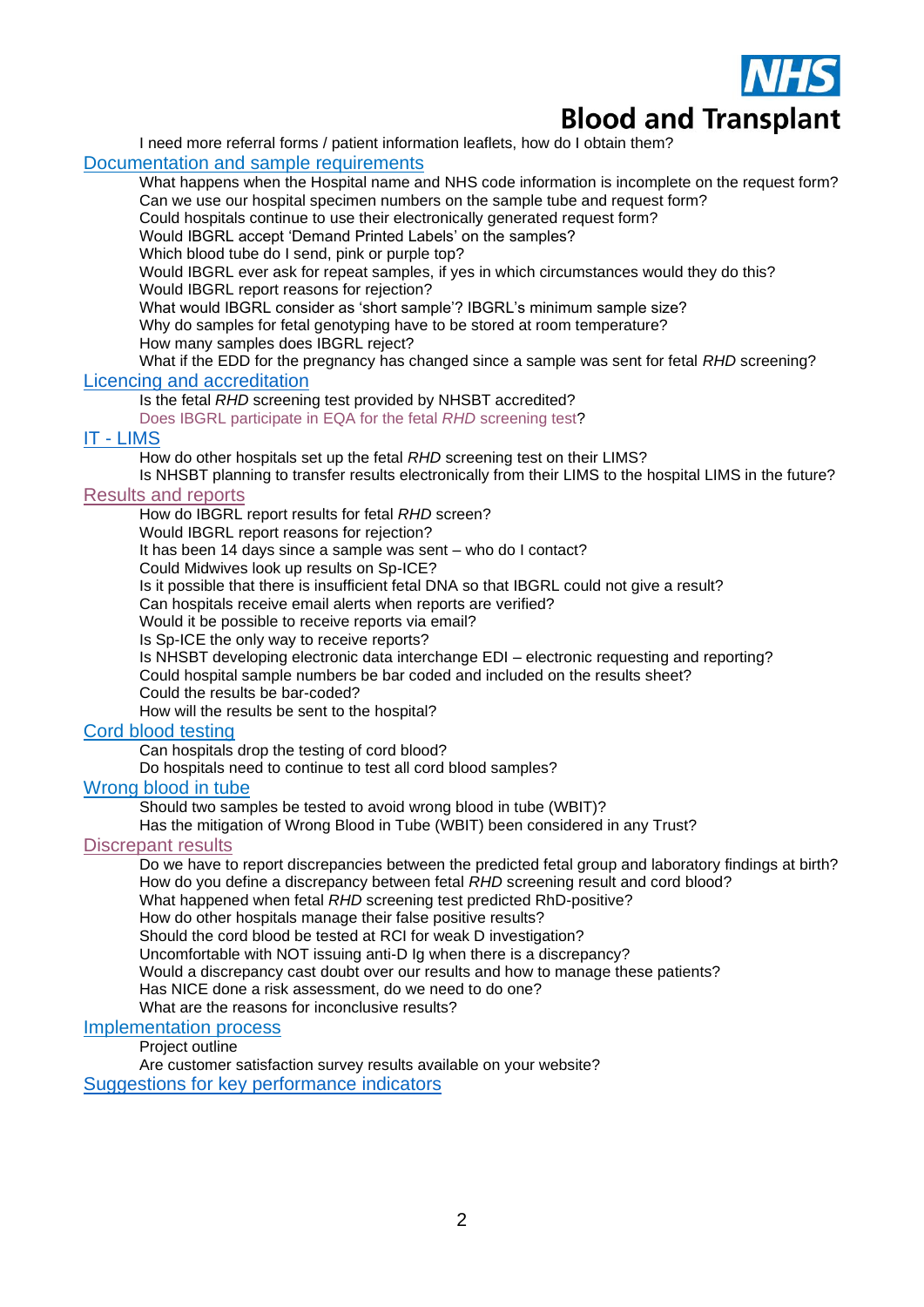I need more referral forms / patient information leaflets, how do I obtain them?

Documentation and sample requirements

- What happens when the Hospital name and NHS code information is incomplete on the request form?
- Can we use our hospital specimen numbers on the sample tube and request form?
- Could hospitals continue to use their electronically generated request form?
- Would IBGRL accept 'Demand Printed Labels' on the samples?
- Which blood tube do I send, pink or purple top?
- Would IBGRL ever ask for repeat samples, if yes in which circumstances would they do this?
- Would IBGRL report reasons for rejection?
- What would IBGRL consider as 'short sample'? IBGRL's minimum sample size?
- Why do samples for fetal genotyping have to be stored at room temperature?
- How many samples does IBGRL reject?
- What if the EDD for the pregnancy has changed since a sample was sent for fetal *RHD* screening?

Licencing and accreditation

- Is the fetal *RHD* screening test provided by NHSBT accredited?
- Does IBGRL participate in EQA for the fetal *RHD* screening test?

IT - LIMS

- How do other hospitals set up the fetal *RHD* screening test on their LIMS?
- Is NHSBT planning to transfer results electronically from their LIMS to the hospital LIMS in the future?

Results and reports

- How do IBGRL report results for fetal *RHD* screen?
- Would IBGRL report reasons for rejection?
- It has been 14 days since a sample was sent – who do I contact?
- Could Midwives look up results on Sp-ICE?
- Is it possible that there is insufficient fetal DNA so that IBGRL could not give a result?
- Can hospitals receive email alerts when reports are verified?
- Would it be possible to receive reports via email?
- Is Sp-ICE the only way to receive reports?
- Is NHSBT developing electronic data interchange EDI – electronic requesting and reporting?
- Could hospital sample numbers be bar coded and included on the results sheet?
- Could the results be bar-coded?
- How will the results be sent to the hospital?

Cord blood testing

- Can hospitals drop the testing of cord blood?
- Do hospitals need to continue to test all cord blood samples?

Wrong blood in tube

- Should two samples be tested to avoid wrong blood in tube (WBIT)?
- Has the mitigation of Wrong Blood in Tube (WBIT) been considered in any Trust?

Discrepant results

- Do we have to report discrepancies between the predicted fetal group and laboratory findings at birth?
- How do you define a discrepancy between fetal *RHD* screening result and cord blood?
- What happened when fetal *RHD* screening test predicted RhD-positive?
- How do other hospitals manage their false positive results?
- Should the cord blood be tested at RCI for weak D investigation?
- Uncomfortable with NOT issuing anti-D Ig when there is a discrepancy?
- Would a discrepancy cast doubt over our results and how to manage these patients?
- Has NICE done a risk assessment, do we need to do one?
- What are the reasons for inconclusive results?

Implementation process

- Project outline
- Are customer satisfaction survey results available on your website?

Suggestions for key performance indicators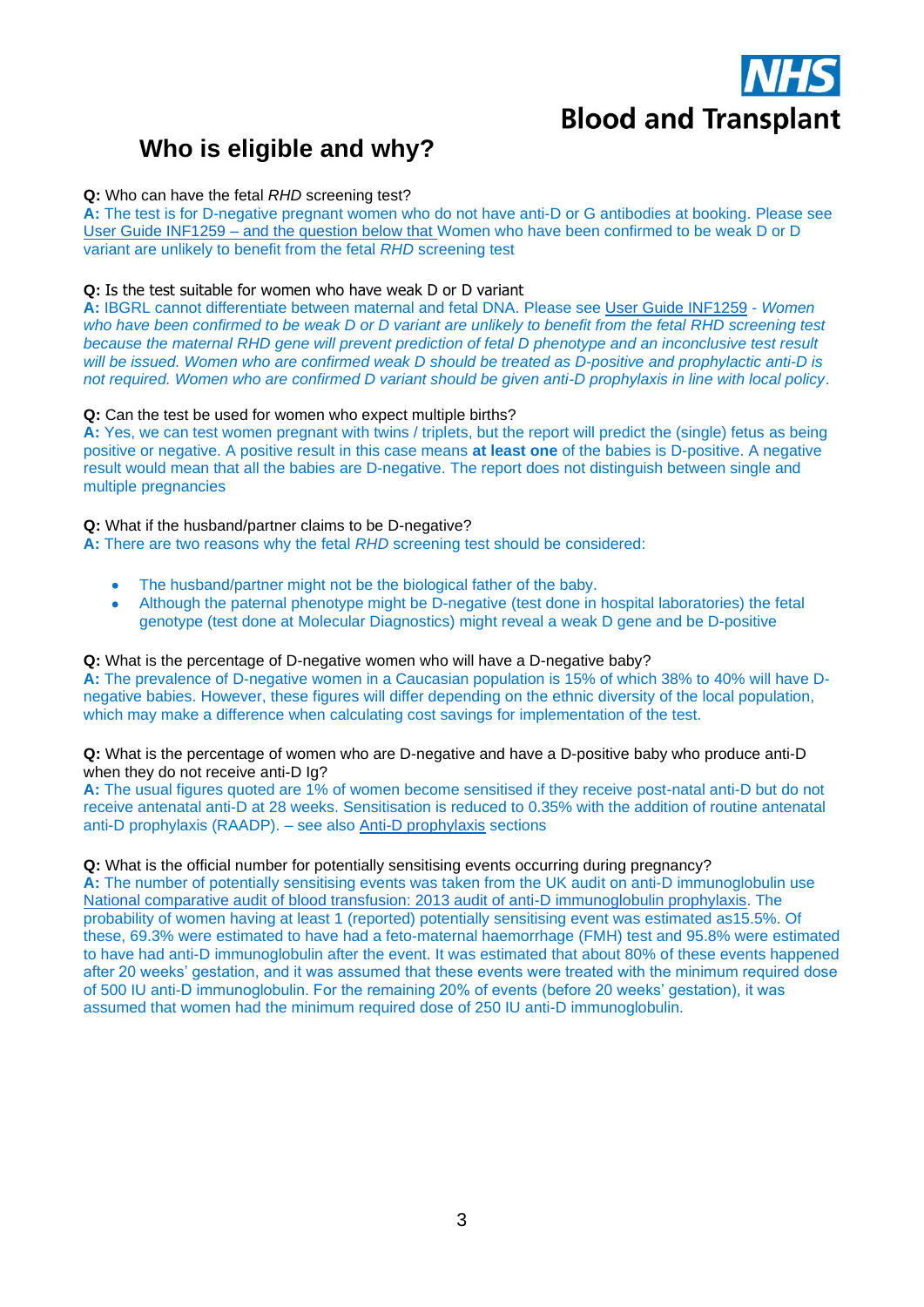## Who is eligible and why?

**Q:** Who can have the fetal *RHD* screening test?
**A:** The test is for D-negative pregnant women who do not have anti-D or G antibodies at booking. Please see User Guide INF1259 – and the question below that Women who have been confirmed to be weak D or D variant are unlikely to benefit from the fetal *RHD* screening test

**Q:** Is the test suitable for women who have weak D or D variant
**A:** IBGRL cannot differentiate between maternal and fetal DNA. Please see User Guide INF1259 - *Women who have been confirmed to be weak D or D variant are unlikely to benefit from the fetal RHD screening test because the maternal RHD gene will prevent prediction of fetal D phenotype and an inconclusive test result will be issued. Women who are confirmed weak D should be treated as D-positive and prophylactic anti-D is not required. Women who are confirmed D variant should be given anti-D prophylaxis in line with local policy*.

**Q:** Can the test be used for women who expect multiple births?
**A:** Yes, we can test women pregnant with twins / triplets, but the report will predict the (single) fetus as being positive or negative. A positive result in this case means **at least one** of the babies is D-positive. A negative result would mean that all the babies are D-negative. The report does not distinguish between single and multiple pregnancies

**Q:** What if the husband/partner claims to be D-negative?
**A:** There are two reasons why the fetal *RHD* screening test should be considered:

- The husband/partner might not be the biological father of the baby.
- Although the paternal phenotype might be D-negative (test done in hospital laboratories) the fetal genotype (test done at Molecular Diagnostics) might reveal a weak D gene and be D-positive

**Q:** What is the percentage of D-negative women who will have a D-negative baby?
**A:** The prevalence of D-negative women in a Caucasian population is 15% of which 38% to 40% will have D-negative babies. However, these figures will differ depending on the ethnic diversity of the local population, which may make a difference when calculating cost savings for implementation of the test.

**Q:** What is the percentage of women who are D-negative and have a D-positive baby who produce anti-D when they do not receive anti-D Ig?
**A:** The usual figures quoted are 1% of women become sensitised if they receive post-natal anti-D but do not receive antenatal anti-D at 28 weeks. Sensitisation is reduced to 0.35% with the addition of routine antenatal anti-D prophylaxis (RAADP). – see also Anti-D prophylaxis sections

**Q:** What is the official number for potentially sensitising events occurring during pregnancy?
**A:** The number of potentially sensitising events was taken from the UK audit on anti-D immunoglobulin use National comparative audit of blood transfusion: 2013 audit of anti-D immunoglobulin prophylaxis. The probability of women having at least 1 (reported) potentially sensitising event was estimated as15.5%. Of these, 69.3% were estimated to have had a feto-maternal haemorrhage (FMH) test and 95.8% were estimated to have had anti-D immunoglobulin after the event. It was estimated that about 80% of these events happened after 20 weeks' gestation, and it was assumed that these events were treated with the minimum required dose of 500 IU anti-D immunoglobulin. For the remaining 20% of events (before 20 weeks' gestation), it was assumed that women had the minimum required dose of 250 IU anti-D immunoglobulin.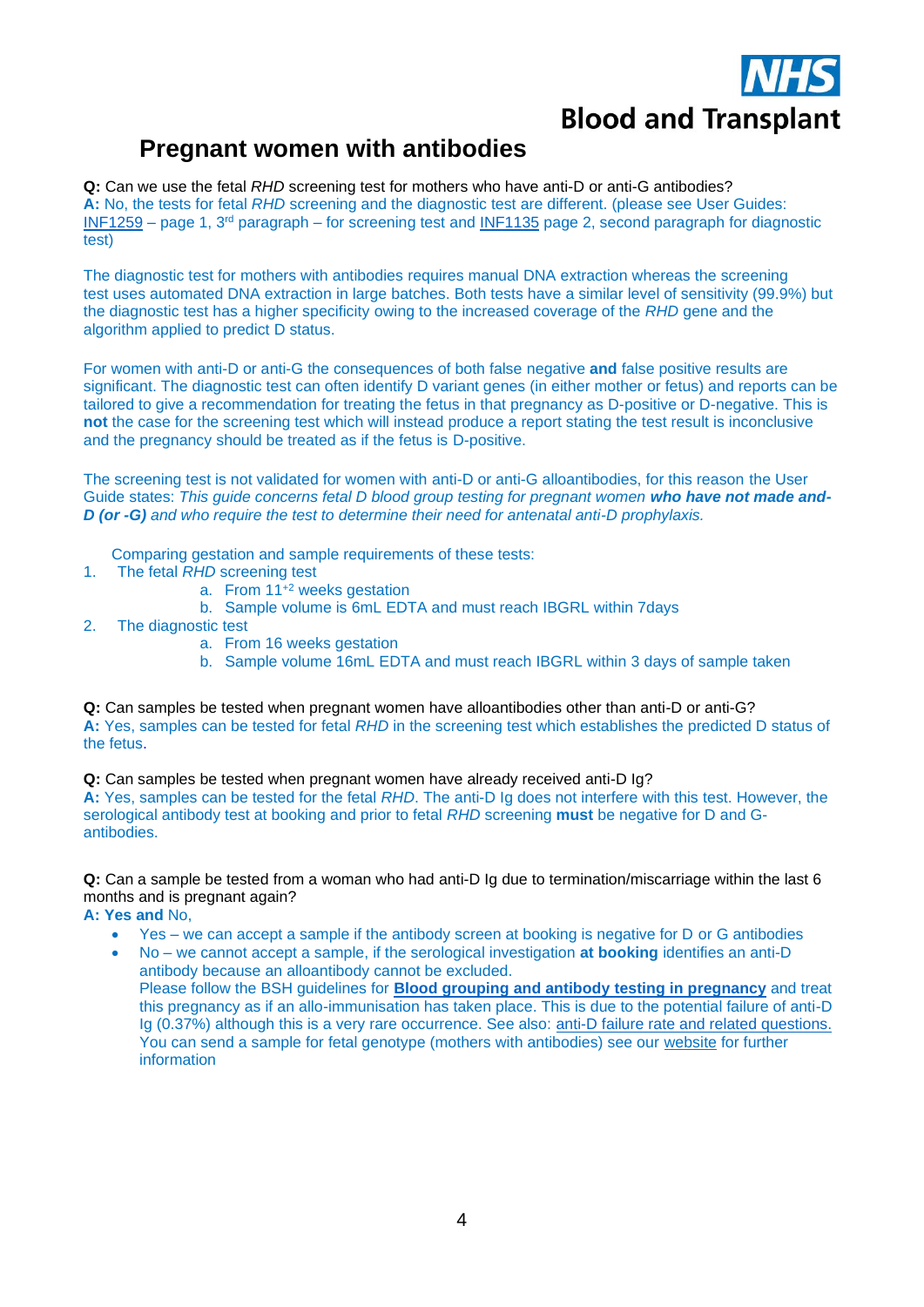## Pregnant women with antibodies

**Q:** Can we use the fetal *RHD* screening test for mothers who have anti-D or anti-G antibodies?
**A:** No, the tests for fetal *RHD* screening and the diagnostic test are different. (please see User Guides: INF1259 – page 1, 3rd paragraph – for screening test and INF1135 page 2, second paragraph for diagnostic test)

The diagnostic test for mothers with antibodies requires manual DNA extraction whereas the screening test uses automated DNA extraction in large batches. Both tests have a similar level of sensitivity (99.9%) but the diagnostic test has a higher specificity owing to the increased coverage of the *RHD* gene and the algorithm applied to predict D status.

For women with anti-D or anti-G the consequences of both false negative **and** false positive results are significant. The diagnostic test can often identify D variant genes (in either mother or fetus) and reports can be tailored to give a recommendation for treating the fetus in that pregnancy as D-positive or D-negative. This is **not** the case for the screening test which will instead produce a report stating the test result is inconclusive and the pregnancy should be treated as if the fetus is D-positive.

The screening test is not validated for women with anti-D or anti-G alloantibodies, for this reason the User Guide states: *This guide concerns fetal D blood group testing for pregnant women* ***who have not made and-D (or -G)*** *and who require the test to determine their need for antenatal anti-D prophylaxis.*

Comparing gestation and sample requirements of these tests:

1. The fetal *RHD* screening test
   a. From $11^{+2}$ weeks gestation
   b. Sample volume is 6mL EDTA and must reach IBGRL within 7days
2. The diagnostic test
   a. From 16 weeks gestation
   b. Sample volume 16mL EDTA and must reach IBGRL within 3 days of sample taken

**Q:** Can samples be tested when pregnant women have alloantibodies other than anti-D or anti-G?
**A:** Yes, samples can be tested for fetal *RHD* in the screening test which establishes the predicted D status of the fetus.

**Q:** Can samples be tested when pregnant women have already received anti-D Ig?
**A:** Yes, samples can be tested for the fetal *RHD*. The anti-D Ig does not interfere with this test. However, the serological antibody test at booking and prior to fetal *RHD* screening **must** be negative for D and G-antibodies.

**Q:** Can a sample be tested from a woman who had anti-D Ig due to termination/miscarriage within the last 6 months and is pregnant again?
**A: Yes and** No,

- Yes – we can accept a sample if the antibody screen at booking is negative for D or G antibodies
- No – we cannot accept a sample, if the serological investigation **at booking** identifies an anti-D antibody because an alloantibody cannot be excluded.
  Please follow the BSH guidelines for **Blood grouping and antibody testing in pregnancy** and treat this pregnancy as if an allo-immunisation has taken place. This is due to the potential failure of anti-D Ig (0.37%) although this is a very rare occurrence. See also: anti-D failure rate and related questions. You can send a sample for fetal genotype (mothers with antibodies) see our website for further information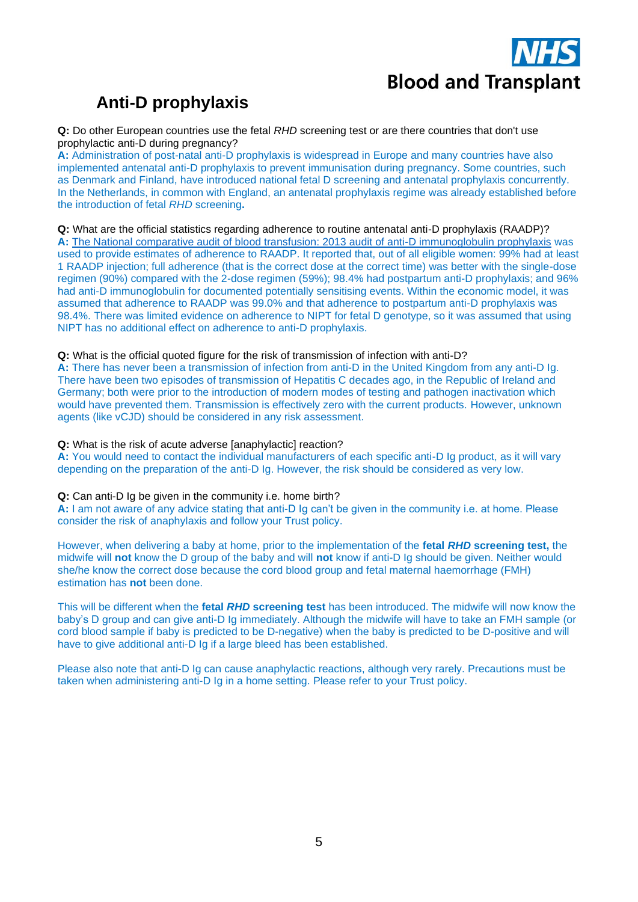# Anti-D prophylaxis

**Q:** Do other European countries use the fetal *RHD* screening test or are there countries that don't use prophylactic anti-D during pregnancy?
**A:** Administration of post-natal anti-D prophylaxis is widespread in Europe and many countries have also implemented antenatal anti-D prophylaxis to prevent immunisation during pregnancy. Some countries, such as Denmark and Finland, have introduced national fetal D screening and antenatal prophylaxis concurrently. In the Netherlands, in common with England, an antenatal prophylaxis regime was already established before the introduction of fetal *RHD* screening**.**

**Q:** What are the official statistics regarding adherence to routine antenatal anti-D prophylaxis (RAADP)?
**A:** The National comparative audit of blood transfusion: 2013 audit of anti-D immunoglobulin prophylaxis was used to provide estimates of adherence to RAADP. It reported that, out of all eligible women: 99% had at least 1 RAADP injection; full adherence (that is the correct dose at the correct time) was better with the single-dose regimen (90%) compared with the 2-dose regimen (59%); 98.4% had postpartum anti-D prophylaxis; and 96% had anti-D immunoglobulin for documented potentially sensitising events. Within the economic model, it was assumed that adherence to RAADP was 99.0% and that adherence to postpartum anti-D prophylaxis was 98.4%. There was limited evidence on adherence to NIPT for fetal D genotype, so it was assumed that using NIPT has no additional effect on adherence to anti-D prophylaxis.

**Q:** What is the official quoted figure for the risk of transmission of infection with anti-D?
**A:** There has never been a transmission of infection from anti-D in the United Kingdom from any anti-D Ig. There have been two episodes of transmission of Hepatitis C decades ago, in the Republic of Ireland and Germany; both were prior to the introduction of modern modes of testing and pathogen inactivation which would have prevented them. Transmission is effectively zero with the current products. However, unknown agents (like vCJD) should be considered in any risk assessment.

**Q:** What is the risk of acute adverse [anaphylactic] reaction?
**A:** You would need to contact the individual manufacturers of each specific anti-D Ig product, as it will vary depending on the preparation of the anti-D Ig. However, the risk should be considered as very low.

**Q:** Can anti-D Ig be given in the community i.e. home birth?
**A:** I am not aware of any advice stating that anti-D Ig can't be given in the community i.e. at home. Please consider the risk of anaphylaxis and follow your Trust policy.

However, when delivering a baby at home, prior to the implementation of the **fetal *RHD* screening test,** the midwife will **not** know the D group of the baby and will **not** know if anti-D Ig should be given. Neither would she/he know the correct dose because the cord blood group and fetal maternal haemorrhage (FMH) estimation has **not** been done.

This will be different when the **fetal *RHD* screening test** has been introduced. The midwife will now know the baby's D group and can give anti-D Ig immediately. Although the midwife will have to take an FMH sample (or cord blood sample if baby is predicted to be D-negative) when the baby is predicted to be D-positive and will have to give additional anti-D Ig if a large bleed has been established.

Please also note that anti-D Ig can cause anaphylactic reactions, although very rarely. Precautions must be taken when administering anti-D Ig in a home setting. Please refer to your Trust policy.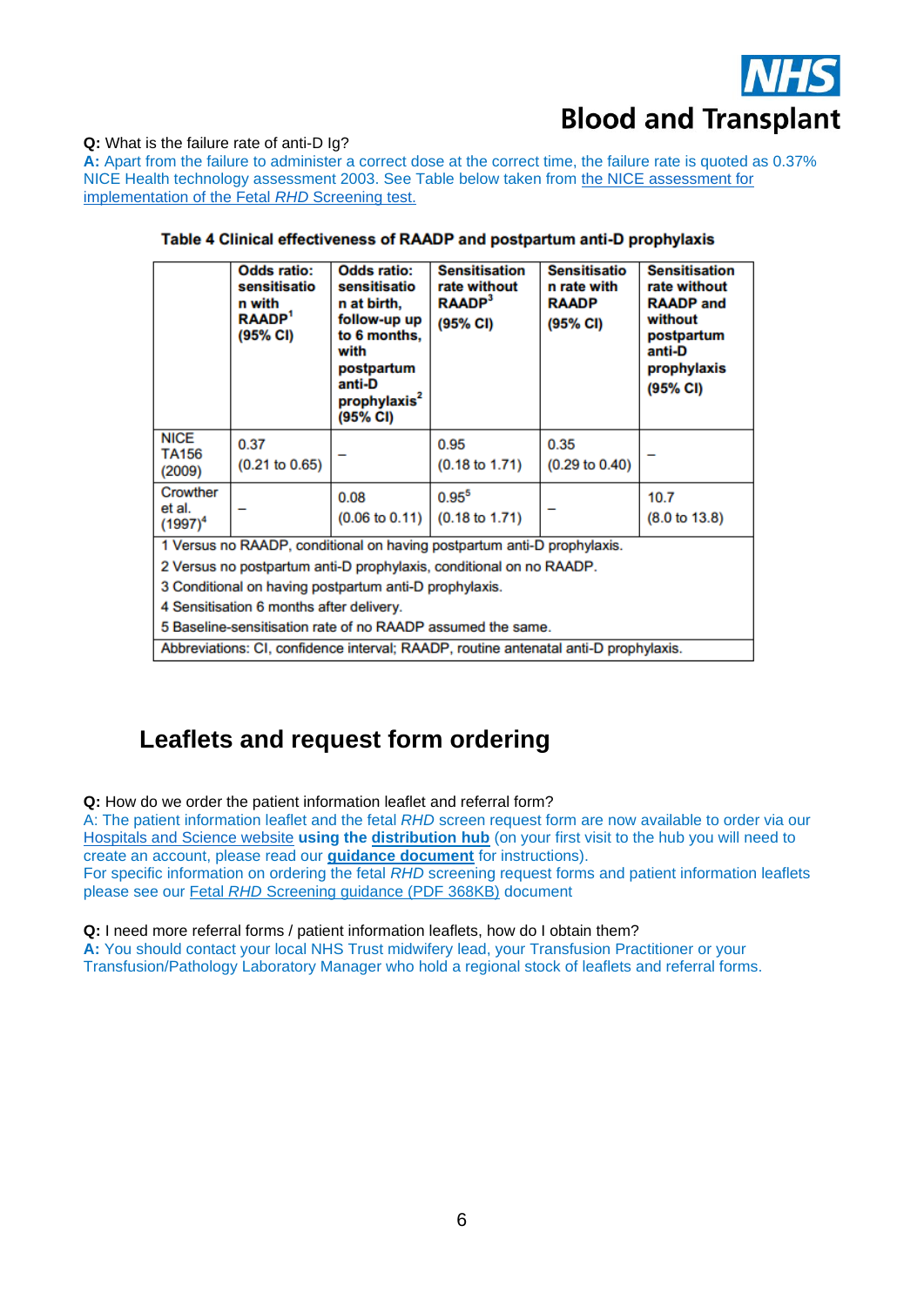**Q:** What is the failure rate of anti-D Ig?

**A:** Apart from the failure to administer a correct dose at the correct time, the failure rate is quoted as 0.37% NICE Health technology assessment 2003. See Table below taken from the NICE assessment for implementation of the Fetal *RHD* Screening test.

**Table 4 Clinical effectiveness of RAADP and postpartum anti-D prophylaxis**

| | Odds ratio: sensitisation with RAADP[1] (95% CI) | Odds ratio: sensitisation at birth, follow-up up to 6 months, with postpartum anti-D prophylaxis[2] (95% CI) | Sensitisation rate without RAADP[3] (95% CI) | Sensitisation rate with RAADP (95% CI) | Sensitisation rate without RAADP and without postpartum anti-D prophylaxis (95% CI) |
|---|---|---|---|---|---|
| NICE TA156 (2009) | 0.37 (0.21 to 0.65) | – | 0.95 (0.18 to 1.71) | 0.35 (0.29 to 0.40) | – |
| Crowther et al. (1997)[4] | – | 0.08 (0.06 to 0.11) | 0.95[5] (0.18 to 1.71) | – | 10.7 (8.0 to 13.8) |

1 Versus no RAADP, conditional on having postpartum anti-D prophylaxis.
2 Versus no postpartum anti-D prophylaxis, conditional on no RAADP.
3 Conditional on having postpartum anti-D prophylaxis.
4 Sensitisation 6 months after delivery.
5 Baseline-sensitisation rate of no RAADP assumed the same.
Abbreviations: CI, confidence interval; RAADP, routine antenatal anti-D prophylaxis.

## Leaflets and request form ordering

**Q:** How do we order the patient information leaflet and referral form?

A: The patient information leaflet and the fetal *RHD* screen request form are now available to order via our Hospitals and Science website **using the distribution hub** (on your first visit to the hub you will need to create an account, please read our **guidance document** for instructions).

For specific information on ordering the fetal *RHD* screening request forms and patient information leaflets please see our Fetal *RHD* Screening guidance (PDF 368KB) document

**Q:** I need more referral forms / patient information leaflets, how do I obtain them?

**A:** You should contact your local NHS Trust midwifery lead, your Transfusion Practitioner or your Transfusion/Pathology Laboratory Manager who hold a regional stock of leaflets and referral forms.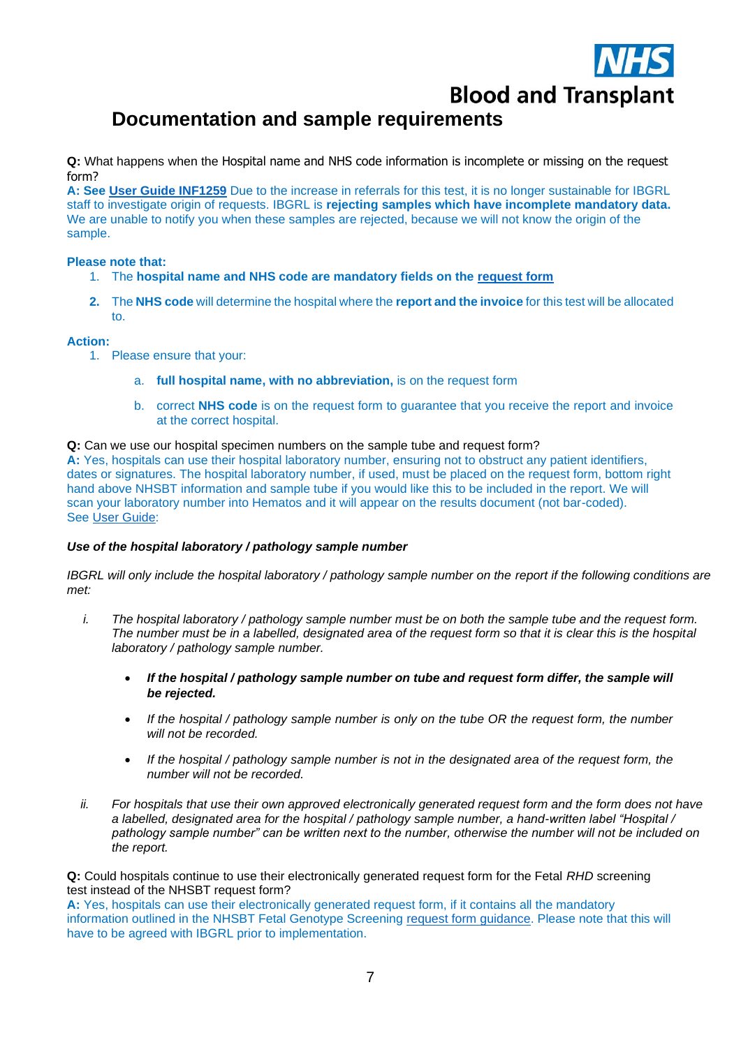## Documentation and sample requirements

**Q:** What happens when the Hospital name and NHS code information is incomplete or missing on the request form?

**A: See User Guide INF1259** Due to the increase in referrals for this test, it is no longer sustainable for IBGRL staff to investigate origin of requests. IBGRL is **rejecting samples which have incomplete mandatory data.** We are unable to notify you when these samples are rejected, because we will not know the origin of the sample.

**Please note that:**

1. The **hospital name and NHS code are mandatory fields on the request form**
2. The **NHS code** will determine the hospital where the **report and the invoice** for this test will be allocated to.

**Action:**

1. Please ensure that your:
   a. **full hospital name, with no abbreviation,** is on the request form
   b. correct **NHS code** is on the request form to guarantee that you receive the report and invoice at the correct hospital.

**Q:** Can we use our hospital specimen numbers on the sample tube and request form?

**A:** Yes, hospitals can use their hospital laboratory number, ensuring not to obstruct any patient identifiers, dates or signatures. The hospital laboratory number, if used, must be placed on the request form, bottom right hand above NHSBT information and sample tube if you would like this to be included in the report. We will scan your laboratory number into Hematos and it will appear on the results document (not bar-coded). See User Guide:

***Use of the hospital laboratory / pathology sample number***

*IBGRL will only include the hospital laboratory / pathology sample number on the report if the following conditions are met:*

i. *The hospital laboratory / pathology sample number must be on both the sample tube and the request form. The number must be in a labelled, designated area of the request form so that it is clear this is the hospital laboratory / pathology sample number.*
   - ***If the hospital / pathology sample number on tube and request form differ, the sample will be rejected.***
   - *If the hospital / pathology sample number is only on the tube OR the request form, the number will not be recorded.*
   - *If the hospital / pathology sample number is not in the designated area of the request form, the number will not be recorded.*

ii. *For hospitals that use their own approved electronically generated request form and the form does not have a labelled, designated area for the hospital / pathology sample number, a hand-written label "Hospital / pathology sample number" can be written next to the number, otherwise the number will not be included on the report.*

**Q:** Could hospitals continue to use their electronically generated request form for the Fetal *RHD* screening test instead of the NHSBT request form?

**A:** Yes, hospitals can use their electronically generated request form, if it contains all the mandatory information outlined in the NHSBT Fetal Genotype Screening request form guidance. Please note that this will have to be agreed with IBGRL prior to implementation.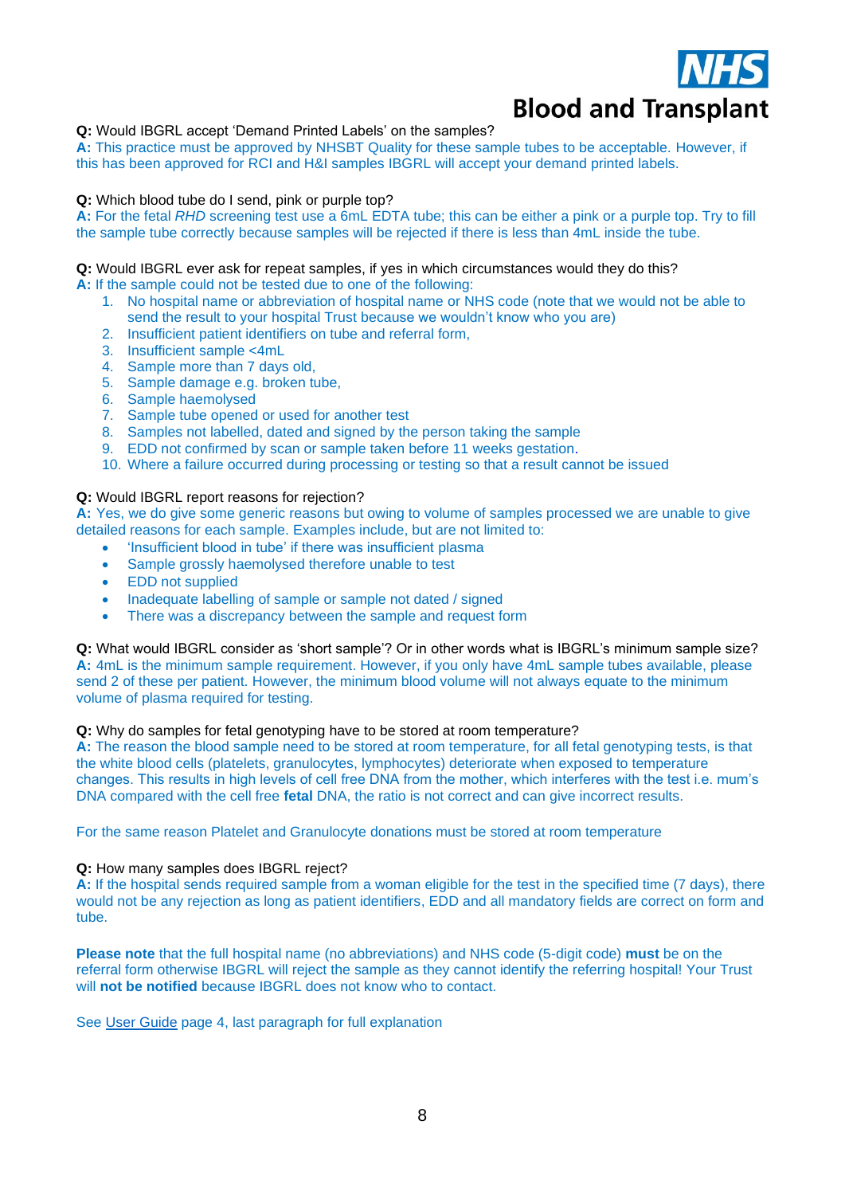**Q:** Would IBGRL accept 'Demand Printed Labels' on the samples?
**A:** This practice must be approved by NHSBT Quality for these sample tubes to be acceptable. However, if this has been approved for RCI and H&I samples IBGRL will accept your demand printed labels.

**Q:** Which blood tube do I send, pink or purple top?
**A:** For the fetal *RHD* screening test use a 6mL EDTA tube; this can be either a pink or a purple top. Try to fill the sample tube correctly because samples will be rejected if there is less than 4mL inside the tube.

**Q:** Would IBGRL ever ask for repeat samples, if yes in which circumstances would they do this?
**A:** If the sample could not be tested due to one of the following:

1. No hospital name or abbreviation of hospital name or NHS code (note that we would not be able to send the result to your hospital Trust because we wouldn't know who you are)
2. Insufficient patient identifiers on tube and referral form,
3. Insufficient sample <4mL
4. Sample more than 7 days old,
5. Sample damage e.g. broken tube,
6. Sample haemolysed
7. Sample tube opened or used for another test
8. Samples not labelled, dated and signed by the person taking the sample
9. EDD not confirmed by scan or sample taken before 11 weeks gestation.
10. Where a failure occurred during processing or testing so that a result cannot be issued

**Q:** Would IBGRL report reasons for rejection?
**A:** Yes, we do give some generic reasons but owing to volume of samples processed we are unable to give detailed reasons for each sample. Examples include, but are not limited to:

- 'Insufficient blood in tube' if there was insufficient plasma
- Sample grossly haemolysed therefore unable to test
- EDD not supplied
- Inadequate labelling of sample or sample not dated / signed
- There was a discrepancy between the sample and request form

**Q:** What would IBGRL consider as 'short sample'? Or in other words what is IBGRL's minimum sample size?
**A:** 4mL is the minimum sample requirement. However, if you only have 4mL sample tubes available, please send 2 of these per patient. However, the minimum blood volume will not always equate to the minimum volume of plasma required for testing.

**Q:** Why do samples for fetal genotyping have to be stored at room temperature?
**A:** The reason the blood sample need to be stored at room temperature, for all fetal genotyping tests, is that the white blood cells (platelets, granulocytes, lymphocytes) deteriorate when exposed to temperature changes. This results in high levels of cell free DNA from the mother, which interferes with the test i.e. mum's DNA compared with the cell free **fetal** DNA, the ratio is not correct and can give incorrect results.

For the same reason Platelet and Granulocyte donations must be stored at room temperature

**Q:** How many samples does IBGRL reject?
**A:** If the hospital sends required sample from a woman eligible for the test in the specified time (7 days), there would not be any rejection as long as patient identifiers, EDD and all mandatory fields are correct on form and tube.

**Please note** that the full hospital name (no abbreviations) and NHS code (5-digit code) **must** be on the referral form otherwise IBGRL will reject the sample as they cannot identify the referring hospital! Your Trust will **not be notified** because IBGRL does not know who to contact.

See User Guide page 4, last paragraph for full explanation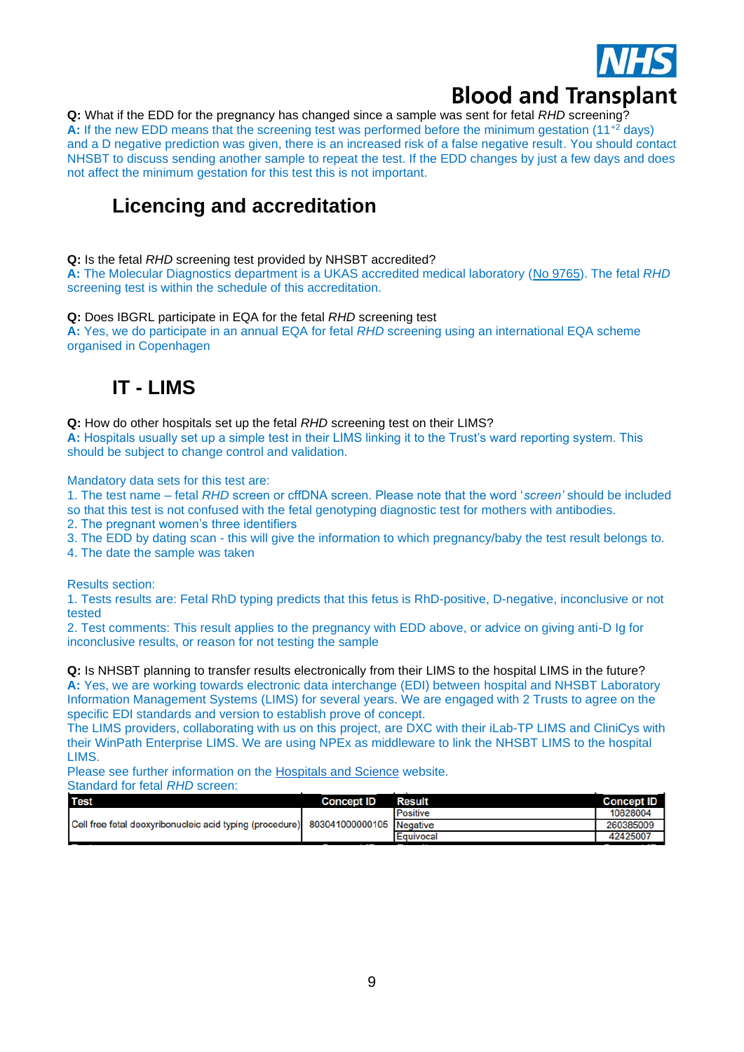**Q:** What if the EDD for the pregnancy has changed since a sample was sent for fetal *RHD* screening?
**A:** If the new EDD means that the screening test was performed before the minimum gestation ($11^{+2}$ days) and a D negative prediction was given, there is an increased risk of a false negative result. You should contact NHSBT to discuss sending another sample to repeat the test. If the EDD changes by just a few days and does not affect the minimum gestation for this test this is not important.

## Licencing and accreditation

**Q:** Is the fetal *RHD* screening test provided by NHSBT accredited?
**A:** The Molecular Diagnostics department is a UKAS accredited medical laboratory (No 9765). The fetal *RHD* screening test is within the schedule of this accreditation.

**Q:** Does IBGRL participate in EQA for the fetal *RHD* screening test
**A:** Yes, we do participate in an annual EQA for fetal *RHD* screening using an international EQA scheme organised in Copenhagen

## IT - LIMS

**Q:** How do other hospitals set up the fetal *RHD* screening test on their LIMS?
**A:** Hospitals usually set up a simple test in their LIMS linking it to the Trust's ward reporting system. This should be subject to change control and validation.

Mandatory data sets for this test are:
1. The test name – fetal *RHD* screen or cffDNA screen. Please note that the word '*screen'* should be included so that this test is not confused with the fetal genotyping diagnostic test for mothers with antibodies.
2. The pregnant women's three identifiers
3. The EDD by dating scan - this will give the information to which pregnancy/baby the test result belongs to.
4. The date the sample was taken

Results section:
1. Tests results are: Fetal RhD typing predicts that this fetus is RhD-positive, D-negative, inconclusive or not tested
2. Test comments: This result applies to the pregnancy with EDD above, or advice on giving anti-D Ig for inconclusive results, or reason for not testing the sample

**Q:** Is NHSBT planning to transfer results electronically from their LIMS to the hospital LIMS in the future?
**A:** Yes, we are working towards electronic data interchange (EDI) between hospital and NHSBT Laboratory Information Management Systems (LIMS) for several years. We are engaged with 2 Trusts to agree on the specific EDI standards and version to establish prove of concept.
The LIMS providers, collaborating with us on this project, are DXC with their iLab-TP LIMS and CliniCys with their WinPath Enterprise LIMS. We are using NPEx as middleware to link the NHSBT LIMS to the hospital LIMS.
Please see further information on the Hospitals and Science website.
Standard for fetal *RHD* screen:

| Test | Concept ID | Result | Concept ID |
|---|---|---|---|
| Cell free fetal deoxyribonucleic acid typing (procedure) | 803041000000105 | Positive | 10828004 |
| | | Negative | 260385009 |
| | | Equivocal | 42425007 |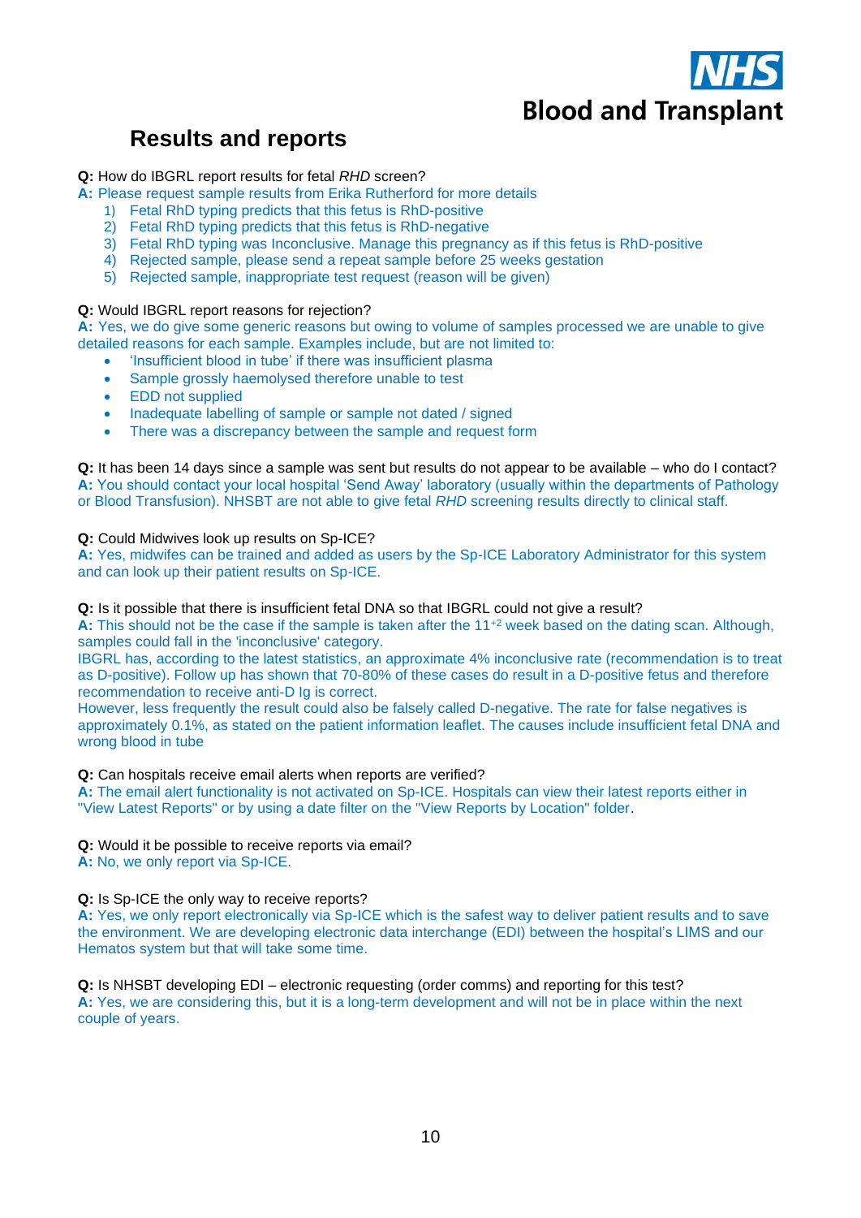# Results and reports

**Q:** How do IBGRL report results for fetal *RHD* screen?

**A:** Please request sample results from Erika Rutherford for more details

1) Fetal RhD typing predicts that this fetus is RhD-positive
2) Fetal RhD typing predicts that this fetus is RhD-negative
3) Fetal RhD typing was Inconclusive. Manage this pregnancy as if this fetus is RhD-positive
4) Rejected sample, please send a repeat sample before 25 weeks gestation
5) Rejected sample, inappropriate test request (reason will be given)

**Q:** Would IBGRL report reasons for rejection?

**A:** Yes, we do give some generic reasons but owing to volume of samples processed we are unable to give detailed reasons for each sample. Examples include, but are not limited to:

- 'Insufficient blood in tube' if there was insufficient plasma
- Sample grossly haemolysed therefore unable to test
- EDD not supplied
- Inadequate labelling of sample or sample not dated / signed
- There was a discrepancy between the sample and request form

**Q:** It has been 14 days since a sample was sent but results do not appear to be available – who do I contact?

**A:** You should contact your local hospital 'Send Away' laboratory (usually within the departments of Pathology or Blood Transfusion). NHSBT are not able to give fetal *RHD* screening results directly to clinical staff.

**Q:** Could Midwives look up results on Sp-ICE?

**A:** Yes, midwifes can be trained and added as users by the Sp-ICE Laboratory Administrator for this system and can look up their patient results on Sp-ICE.

**Q:** Is it possible that there is insufficient fetal DNA so that IBGRL could not give a result?

**A:** This should not be the case if the sample is taken after the $11^{+2}$ week based on the dating scan. Although, samples could fall in the 'inconclusive' category.

IBGRL has, according to the latest statistics, an approximate 4% inconclusive rate (recommendation is to treat as D-positive). Follow up has shown that 70-80% of these cases do result in a D-positive fetus and therefore recommendation to receive anti-D Ig is correct.

However, less frequently the result could also be falsely called D-negative. The rate for false negatives is approximately 0.1%, as stated on the patient information leaflet. The causes include insufficient fetal DNA and wrong blood in tube

**Q:** Can hospitals receive email alerts when reports are verified?

**A:** The email alert functionality is not activated on Sp-ICE. Hospitals can view their latest reports either in "View Latest Reports" or by using a date filter on the "View Reports by Location" folder.

**Q:** Would it be possible to receive reports via email?

**A:** No, we only report via Sp-ICE.

**Q:** Is Sp-ICE the only way to receive reports?

**A:** Yes, we only report electronically via Sp-ICE which is the safest way to deliver patient results and to save the environment. We are developing electronic data interchange (EDI) between the hospital's LIMS and our Hematos system but that will take some time.

**Q:** Is NHSBT developing EDI – electronic requesting (order comms) and reporting for this test?

**A:** Yes, we are considering this, but it is a long-term development and will not be in place within the next couple of years.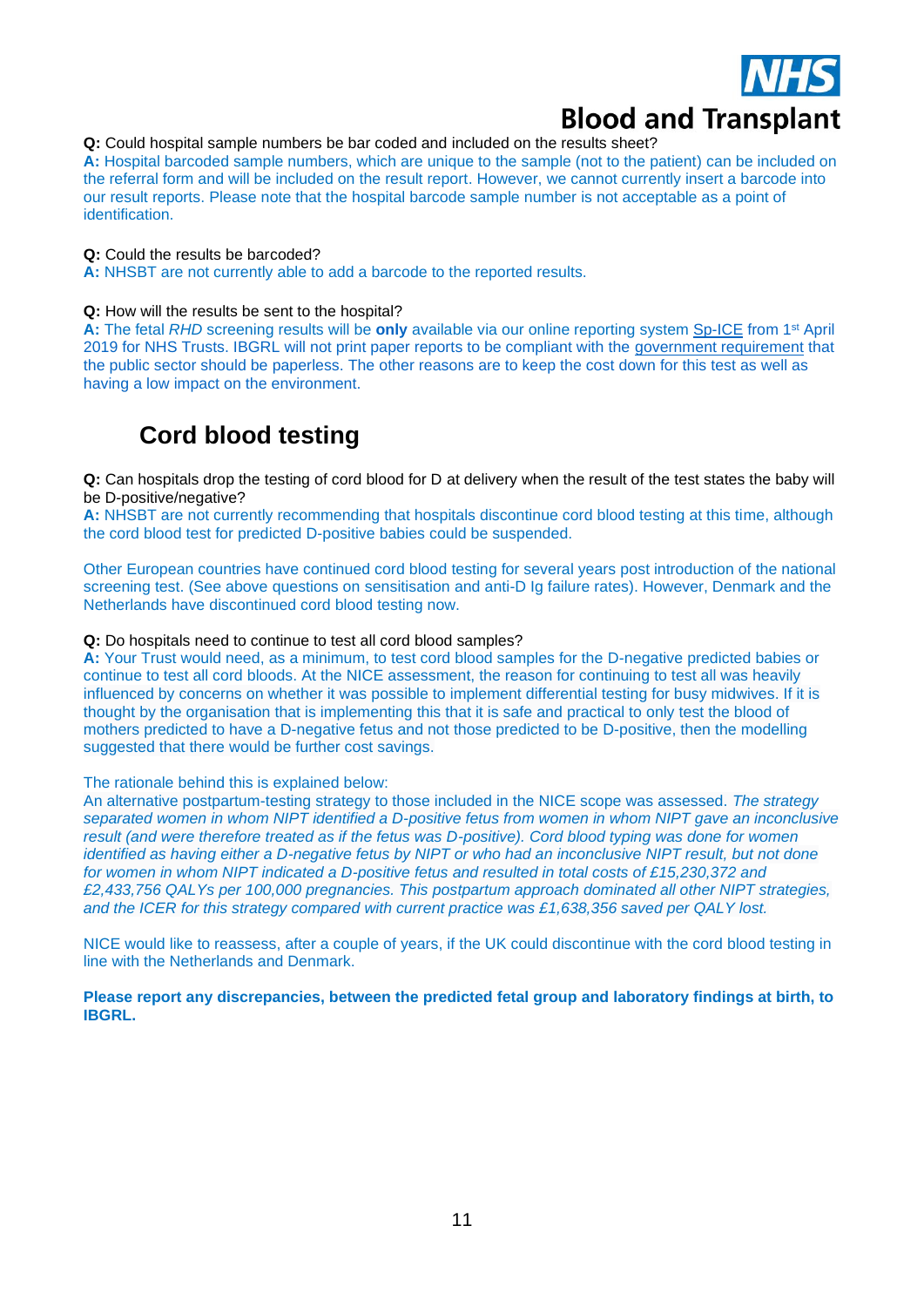**Q:** Could hospital sample numbers be bar coded and included on the results sheet?
**A:** Hospital barcoded sample numbers, which are unique to the sample (not to the patient) can be included on the referral form and will be included on the result report. However, we cannot currently insert a barcode into our result reports. Please note that the hospital barcode sample number is not acceptable as a point of identification.

**Q:** Could the results be barcoded?
**A:** NHSBT are not currently able to add a barcode to the reported results.

**Q:** How will the results be sent to the hospital?
**A:** The fetal *RHD* screening results will be **only** available via our online reporting system Sp-ICE from 1st April 2019 for NHS Trusts. IBGRL will not print paper reports to be compliant with the government requirement that the public sector should be paperless. The other reasons are to keep the cost down for this test as well as having a low impact on the environment.

## Cord blood testing

**Q:** Can hospitals drop the testing of cord blood for D at delivery when the result of the test states the baby will be D-positive/negative?
**A:** NHSBT are not currently recommending that hospitals discontinue cord blood testing at this time, although the cord blood test for predicted D-positive babies could be suspended.

Other European countries have continued cord blood testing for several years post introduction of the national screening test. (See above questions on sensitisation and anti-D Ig failure rates). However, Denmark and the Netherlands have discontinued cord blood testing now.

**Q:** Do hospitals need to continue to test all cord blood samples?
**A:** Your Trust would need, as a minimum, to test cord blood samples for the D-negative predicted babies or continue to test all cord bloods. At the NICE assessment, the reason for continuing to test all was heavily influenced by concerns on whether it was possible to implement differential testing for busy midwives. If it is thought by the organisation that is implementing this that it is safe and practical to only test the blood of mothers predicted to have a D-negative fetus and not those predicted to be D-positive, then the modelling suggested that there would be further cost savings.

The rationale behind this is explained below:
An alternative postpartum-testing strategy to those included in the NICE scope was assessed. *The strategy separated women in whom NIPT identified a D-positive fetus from women in whom NIPT gave an inconclusive result (and were therefore treated as if the fetus was D-positive). Cord blood typing was done for women identified as having either a D-negative fetus by NIPT or who had an inconclusive NIPT result, but not done for women in whom NIPT indicated a D-positive fetus and resulted in total costs of £15,230,372 and £2,433,756 QALYs per 100,000 pregnancies. This postpartum approach dominated all other NIPT strategies, and the ICER for this strategy compared with current practice was £1,638,356 saved per QALY lost.*

NICE would like to reassess, after a couple of years, if the UK could discontinue with the cord blood testing in line with the Netherlands and Denmark.

**Please report any discrepancies, between the predicted fetal group and laboratory findings at birth, to IBGRL.**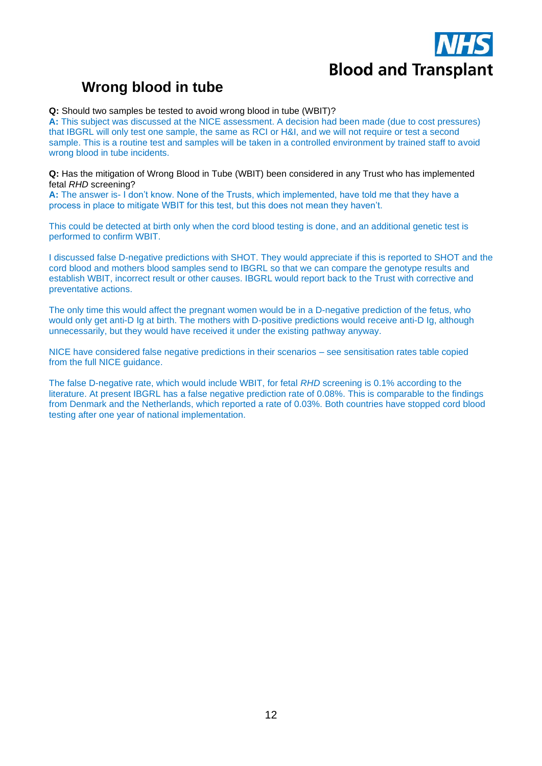## Wrong blood in tube

**Q:** Should two samples be tested to avoid wrong blood in tube (WBIT)?

**A:** This subject was discussed at the NICE assessment. A decision had been made (due to cost pressures) that IBGRL will only test one sample, the same as RCI or H&I, and we will not require or test a second sample. This is a routine test and samples will be taken in a controlled environment by trained staff to avoid wrong blood in tube incidents.

**Q:** Has the mitigation of Wrong Blood in Tube (WBIT) been considered in any Trust who has implemented fetal *RHD* screening?

**A:** The answer is- I don't know. None of the Trusts, which implemented, have told me that they have a process in place to mitigate WBIT for this test, but this does not mean they haven't.

This could be detected at birth only when the cord blood testing is done, and an additional genetic test is performed to confirm WBIT.

I discussed false D-negative predictions with SHOT. They would appreciate if this is reported to SHOT and the cord blood and mothers blood samples send to IBGRL so that we can compare the genotype results and establish WBIT, incorrect result or other causes. IBGRL would report back to the Trust with corrective and preventative actions.

The only time this would affect the pregnant women would be in a D-negative prediction of the fetus, who would only get anti-D Ig at birth. The mothers with D-positive predictions would receive anti-D Ig, although unnecessarily, but they would have received it under the existing pathway anyway.

NICE have considered false negative predictions in their scenarios – see sensitisation rates table copied from the full NICE guidance.

The false D-negative rate, which would include WBIT, for fetal *RHD* screening is 0.1% according to the literature. At present IBGRL has a false negative prediction rate of 0.08%. This is comparable to the findings from Denmark and the Netherlands, which reported a rate of 0.03%. Both countries have stopped cord blood testing after one year of national implementation.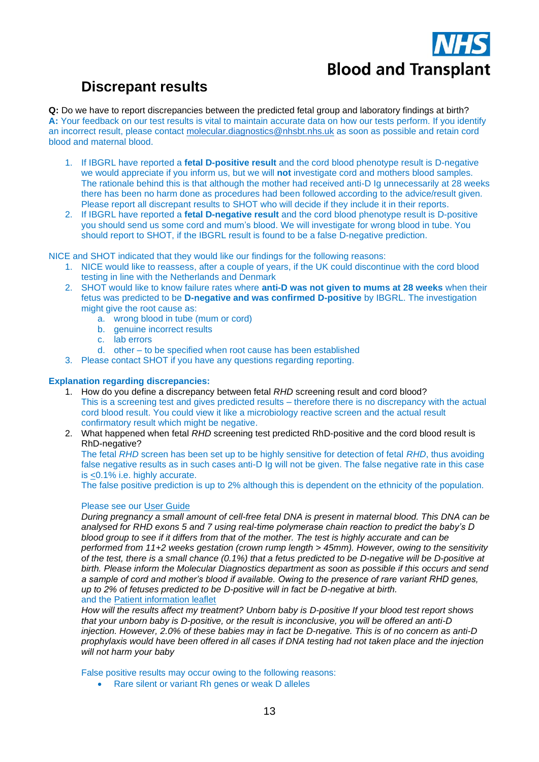## Discrepant results

**Q:** Do we have to report discrepancies between the predicted fetal group and laboratory findings at birth?
**A:** Your feedback on our test results is vital to maintain accurate data on how our tests perform. If you identify an incorrect result, please contact molecular.diagnostics@nhsbt.nhs.uk as soon as possible and retain cord blood and maternal blood.

1. If IBGRL have reported a **fetal D-positive result** and the cord blood phenotype result is D-negative we would appreciate if you inform us, but we will **not** investigate cord and mothers blood samples. The rationale behind this is that although the mother had received anti-D Ig unnecessarily at 28 weeks there has been no harm done as procedures had been followed according to the advice/result given. Please report all discrepant results to SHOT who will decide if they include it in their reports.
2. If IBGRL have reported a **fetal D-negative result** and the cord blood phenotype result is D-positive you should send us some cord and mum's blood. We will investigate for wrong blood in tube. You should report to SHOT, if the IBGRL result is found to be a false D-negative prediction.

NICE and SHOT indicated that they would like our findings for the following reasons:

1. NICE would like to reassess, after a couple of years, if the UK could discontinue with the cord blood testing in line with the Netherlands and Denmark
2. SHOT would like to know failure rates where **anti-D was not given to mums at 28 weeks** when their fetus was predicted to be **D-negative and was confirmed D-positive** by IBGRL. The investigation might give the root cause as:
   a. wrong blood in tube (mum or cord)
   b. genuine incorrect results
   c. lab errors
   d. other – to be specified when root cause has been established
3. Please contact SHOT if you have any questions regarding reporting.

**Explanation regarding discrepancies:**

1. How do you define a discrepancy between fetal *RHD* screening result and cord blood?
   This is a screening test and gives predicted results – therefore there is no discrepancy with the actual cord blood result. You could view it like a microbiology reactive screen and the actual result confirmatory result which might be negative.
2. What happened when fetal *RHD* screening test predicted RhD-positive and the cord blood result is RhD-negative?
   The fetal *RHD* screen has been set up to be highly sensitive for detection of fetal *RHD*, thus avoiding false negative results as in such cases anti-D Ig will not be given. The false negative rate in this case is <u>&lt;</u>0.1% i.e. highly accurate.
   The false positive prediction is up to 2% although this is dependent on the ethnicity of the population.

   Please see our User Guide
   *During pregnancy a small amount of cell-free fetal DNA is present in maternal blood. This DNA can be analysed for RHD exons 5 and 7 using real-time polymerase chain reaction to predict the baby's D blood group to see if it differs from that of the mother. The test is highly accurate and can be performed from 11+2 weeks gestation (crown rump length > 45mm). However, owing to the sensitivity of the test, there is a small chance (0.1%) that a fetus predicted to be D-negative will be D-positive at birth. Please inform the Molecular Diagnostics department as soon as possible if this occurs and send a sample of cord and mother's blood if available. Owing to the presence of rare variant RHD genes, up to 2% of fetuses predicted to be D-positive will in fact be D-negative at birth.*
   and the Patient information leaflet
   *How will the results affect my treatment? Unborn baby is D-positive If your blood test report shows that your unborn baby is D-positive, or the result is inconclusive, you will be offered an anti-D injection. However, 2.0% of these babies may in fact be D-negative. This is of no concern as anti-D prophylaxis would have been offered in all cases if DNA testing had not taken place and the injection will not harm your baby*

   False positive results may occur owing to the following reasons:
   - Rare silent or variant Rh genes or weak D alleles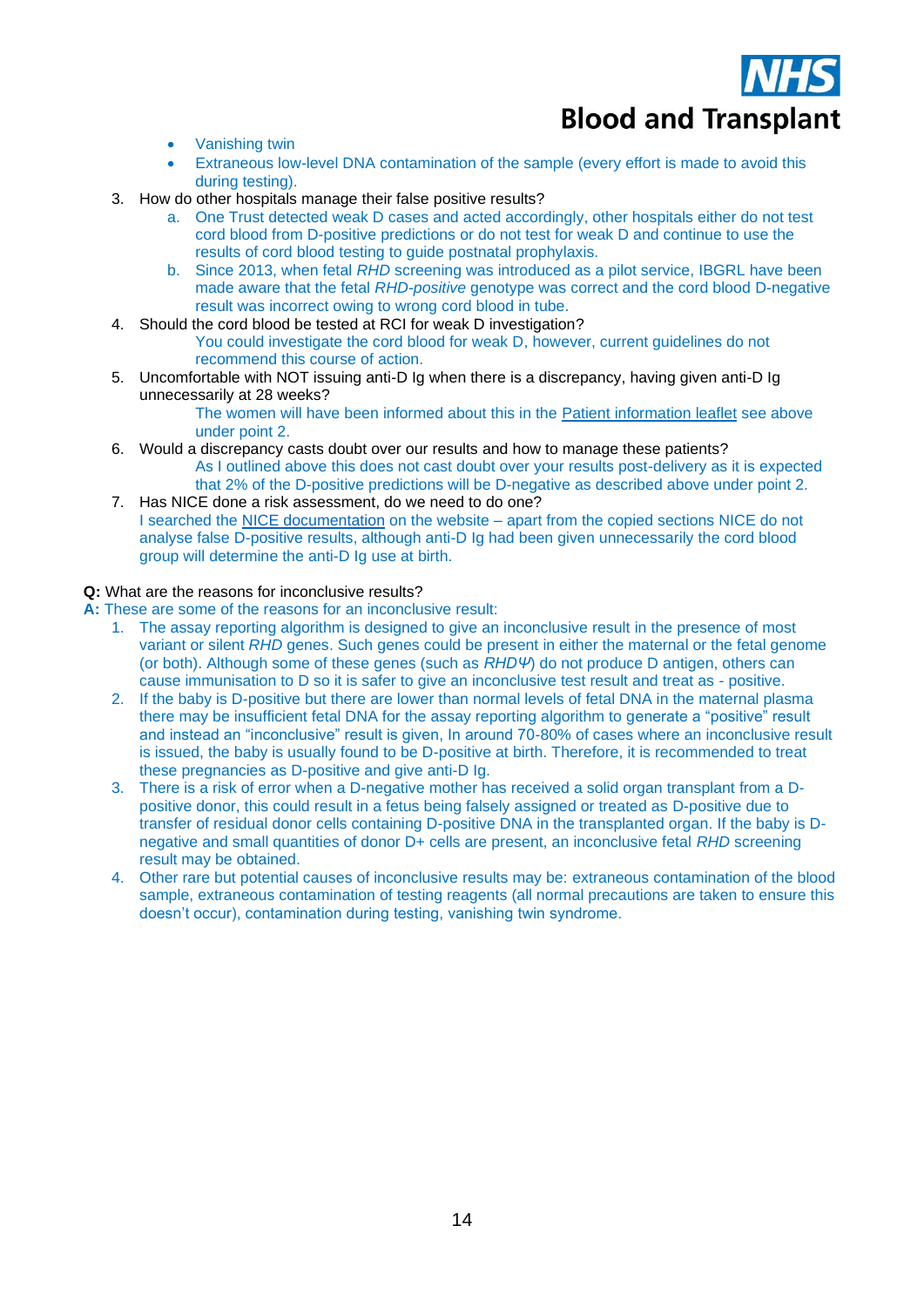- Vanishing twin
- Extraneous low-level DNA contamination of the sample (every effort is made to avoid this during testing).

3. How do other hospitals manage their false positive results?
   a. One Trust detected weak D cases and acted accordingly, other hospitals either do not test cord blood from D-positive predictions or do not test for weak D and continue to use the results of cord blood testing to guide postnatal prophylaxis.
   b. Since 2013, when fetal *RHD* screening was introduced as a pilot service, IBGRL have been made aware that the fetal *RHD-positive* genotype was correct and the cord blood D-negative result was incorrect owing to wrong cord blood in tube.
4. Should the cord blood be tested at RCI for weak D investigation?
   You could investigate the cord blood for weak D, however, current guidelines do not recommend this course of action.
5. Uncomfortable with NOT issuing anti-D Ig when there is a discrepancy, having given anti-D Ig unnecessarily at 28 weeks?
   The women will have been informed about this in the Patient information leaflet see above under point 2.
6. Would a discrepancy casts doubt over our results and how to manage these patients?
   As I outlined above this does not cast doubt over your results post-delivery as it is expected that 2% of the D-positive predictions will be D-negative as described above under point 2.
7. Has NICE done a risk assessment, do we need to do one?
   I searched the NICE documentation on the website – apart from the copied sections NICE do not analyse false D-positive results, although anti-D Ig had been given unnecessarily the cord blood group will determine the anti-D Ig use at birth.

**Q:** What are the reasons for inconclusive results?

**A:** These are some of the reasons for an inconclusive result:

1. The assay reporting algorithm is designed to give an inconclusive result in the presence of most variant or silent *RHD* genes. Such genes could be present in either the maternal or the fetal genome (or both). Although some of these genes (such as *RHDΨ*) do not produce D antigen, others can cause immunisation to D so it is safer to give an inconclusive test result and treat as - positive.
2. If the baby is D-positive but there are lower than normal levels of fetal DNA in the maternal plasma there may be insufficient fetal DNA for the assay reporting algorithm to generate a "positive" result and instead an "inconclusive" result is given, In around 70-80% of cases where an inconclusive result is issued, the baby is usually found to be D-positive at birth. Therefore, it is recommended to treat these pregnancies as D-positive and give anti-D Ig.
3. There is a risk of error when a D-negative mother has received a solid organ transplant from a D-positive donor, this could result in a fetus being falsely assigned or treated as D-positive due to transfer of residual donor cells containing D-positive DNA in the transplanted organ. If the baby is D-negative and small quantities of donor D+ cells are present, an inconclusive fetal *RHD* screening result may be obtained.
4. Other rare but potential causes of inconclusive results may be: extraneous contamination of the blood sample, extraneous contamination of testing reagents (all normal precautions are taken to ensure this doesn't occur), contamination during testing, vanishing twin syndrome.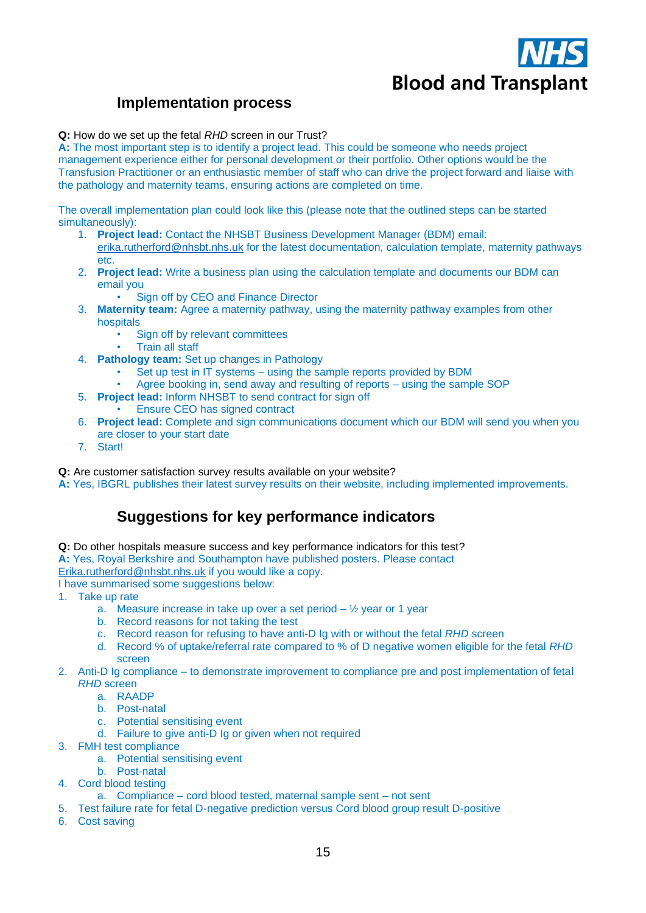## Implementation process

**Q:** How do we set up the fetal *RHD* screen in our Trust?
**A:** The most important step is to identify a project lead. This could be someone who needs project management experience either for personal development or their portfolio. Other options would be the Transfusion Practitioner or an enthusiastic member of staff who can drive the project forward and liaise with the pathology and maternity teams, ensuring actions are completed on time.

The overall implementation plan could look like this (please note that the outlined steps can be started simultaneously):

1. **Project lead:** Contact the NHSBT Business Development Manager (BDM) email: erika.rutherford@nhsbt.nhs.uk for the latest documentation, calculation template, maternity pathways etc.
2. **Project lead:** Write a business plan using the calculation template and documents our BDM can email you
    - Sign off by CEO and Finance Director
3. **Maternity team:** Agree a maternity pathway, using the maternity pathway examples from other hospitals
    - Sign off by relevant committees
    - Train all staff
4. **Pathology team:** Set up changes in Pathology
    - Set up test in IT systems – using the sample reports provided by BDM
    - Agree booking in, send away and resulting of reports – using the sample SOP
5. **Project lead:** Inform NHSBT to send contract for sign off
    - Ensure CEO has signed contract
6. **Project lead:** Complete and sign communications document which our BDM will send you when you are closer to your start date
7. Start!

**Q:** Are customer satisfaction survey results available on your website?
**A:** Yes, IBGRL publishes their latest survey results on their website, including implemented improvements.

## Suggestions for key performance indicators

**Q:** Do other hospitals measure success and key performance indicators for this test?
**A:** Yes, Royal Berkshire and Southampton have published posters. Please contact Erika.rutherford@nhsbt.nhs.uk if you would like a copy.
I have summarised some suggestions below:

1. Take up rate
    a. Measure increase in take up over a set period – ½ year or 1 year
    b. Record reasons for not taking the test
    c. Record reason for refusing to have anti-D Ig with or without the fetal *RHD* screen
    d. Record % of uptake/referral rate compared to % of D negative women eligible for the fetal *RHD* screen
2. Anti-D Ig compliance – to demonstrate improvement to compliance pre and post implementation of fetal *RHD* screen
    a. RAADP
    b. Post-natal
    c. Potential sensitising event
    d. Failure to give anti-D Ig or given when not required
3. FMH test compliance
    a. Potential sensitising event
    b. Post-natal
4. Cord blood testing
    a. Compliance – cord blood tested, maternal sample sent – not sent
5. Test failure rate for fetal D-negative prediction versus Cord blood group result D-positive
6. Cost saving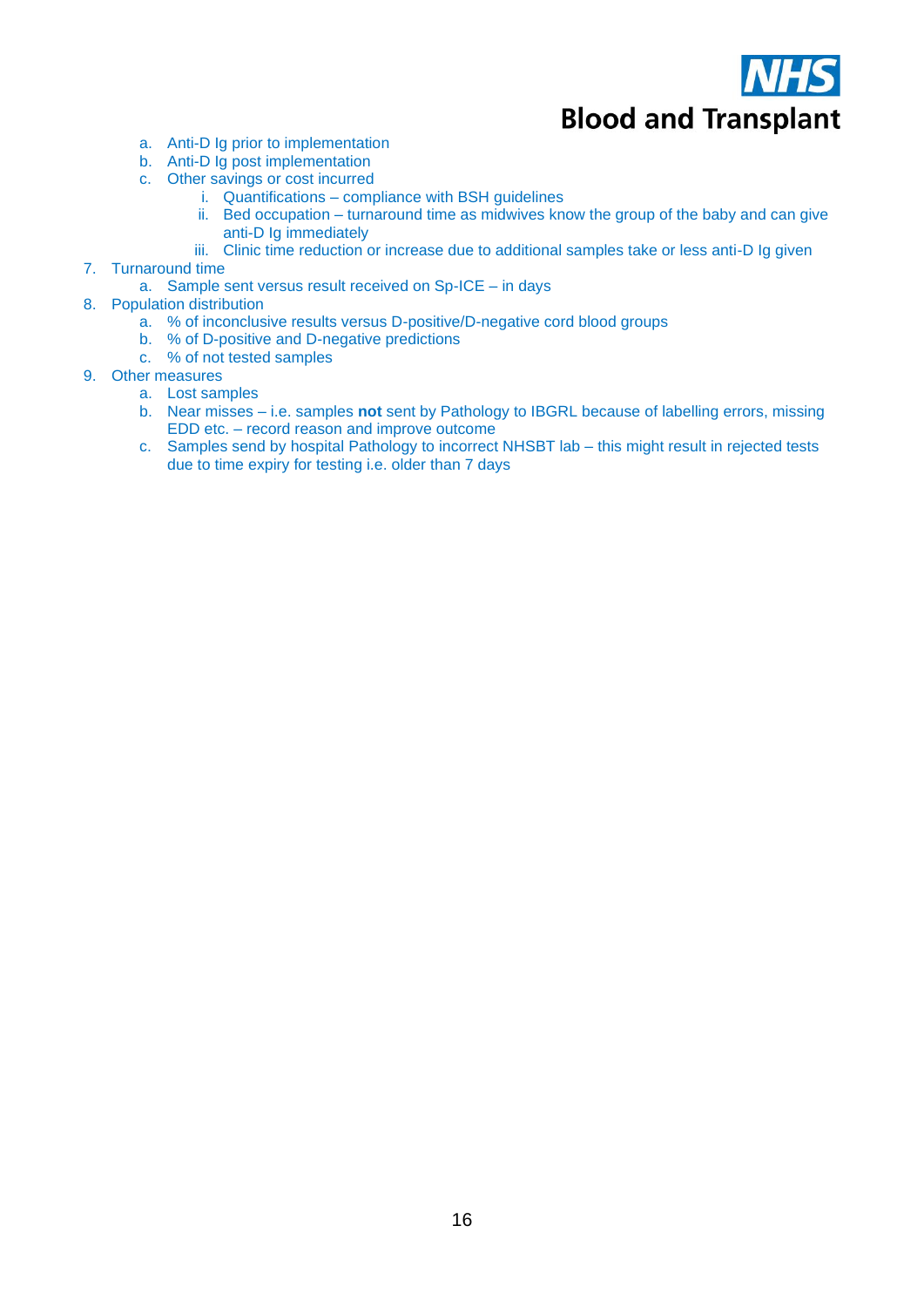a. Anti-D Ig prior to implementation
   b. Anti-D Ig post implementation
   c. Other savings or cost incurred
      i. Quantifications – compliance with BSH guidelines
      ii. Bed occupation – turnaround time as midwives know the group of the baby and can give anti-D Ig immediately
      iii. Clinic time reduction or increase due to additional samples take or less anti-D Ig given

7. Turnaround time
   a. Sample sent versus result received on Sp-ICE – in days
8. Population distribution
   a. % of inconclusive results versus D-positive/D-negative cord blood groups
   b. % of D-positive and D-negative predictions
   c. % of not tested samples
9. Other measures
   a. Lost samples
   b. Near misses – i.e. samples **not** sent by Pathology to IBGRL because of labelling errors, missing EDD etc. – record reason and improve outcome
   c. Samples send by hospital Pathology to incorrect NHSBT lab – this might result in rejected tests due to time expiry for testing i.e. older than 7 days